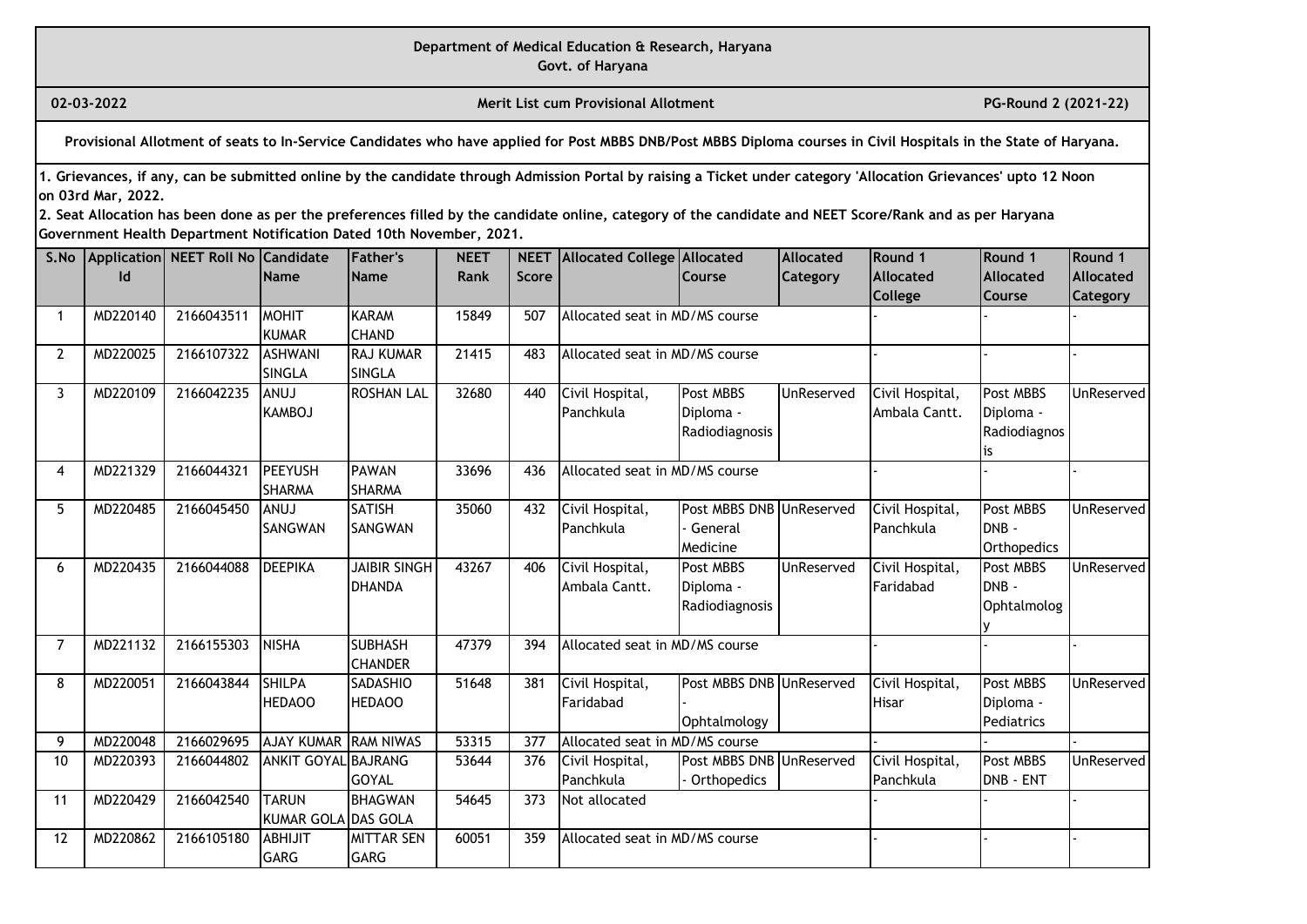**Department of Medical Education & Research, Haryana**
**Govt. of Haryana**

**02-03-2022** | **Merit List cum Provisional Allotment** | **PG-Round 2 (2021-22)**

**Provisional Allotment of seats to In-Service Candidates who have applied for Post MBBS DNB/Post MBBS Diploma courses in Civil Hospitals in the State of Haryana.**

**1. Grievances, if any, can be submitted online by the candidate through Admission Portal by raising a Ticket under category 'Allocation Grievances' upto 12 Noon on 03rd Mar, 2022.**

**2. Seat Allocation has been done as per the preferences filled by the candidate online, category of the candidate and NEET Score/Rank and as per Haryana Government Health Department Notification Dated 10th November, 2021.**

| S.No | Application Id | NEET Roll No | Candidate Name | Father's Name | NEET Rank | NEET Score | Allocated College | Allocated Course | Allocated Category | Round 1 Allocated College | Round 1 Allocated Course | Round 1 Allocated Category |
|---|---|---|---|---|---|---|---|---|---|---|---|---|
| 1 | MD220140 | 2166043511 | MOHIT KUMAR | KARAM CHAND | 15849 | 507 | Allocated seat in MD/MS course | | | - | - | - |
| 2 | MD220025 | 2166107322 | ASHWANI SINGLA | RAJ KUMAR SINGLA | 21415 | 483 | Allocated seat in MD/MS course | | | - | - | - |
| 3 | MD220109 | 2166042235 | ANUJ KAMBOJ | ROSHAN LAL | 32680 | 440 | Civil Hospital, Panchkula | Post MBBS Diploma - Radiodiagnosis | UnReserved | Civil Hospital, Ambala Cantt. | Post MBBS Diploma - Radiodiagnosis | UnReserved |
| 4 | MD221329 | 2166044321 | PEEYUSH SHARMA | PAWAN SHARMA | 33696 | 436 | Allocated seat in MD/MS course | | | - | - | - |
| 5 | MD220485 | 2166045450 | ANUJ SANGWAN | SATISH SANGWAN | 35060 | 432 | Civil Hospital, Panchkula | Post MBBS DNB - General Medicine | UnReserved | Civil Hospital, Panchkula | Post MBBS DNB - Orthopedics | UnReserved |
| 6 | MD220435 | 2166044088 | DEEPIKA | JAIBIR SINGH DHANDA | 43267 | 406 | Civil Hospital, Ambala Cantt. | Post MBBS Diploma - Radiodiagnosis | UnReserved | Civil Hospital, Faridabad | Post MBBS DNB - Ophtalmology | UnReserved |
| 7 | MD221132 | 2166155303 | NISHA | SUBHASH CHANDER | 47379 | 394 | Allocated seat in MD/MS course | | | - | - | - |
| 8 | MD220051 | 2166043844 | SHILPA HEDAOO | SADASHIO HEDAOO | 51648 | 381 | Civil Hospital, Faridabad | Post MBBS DNB - Ophtalmology | UnReserved | Civil Hospital, Hisar | Post MBBS Diploma - Pediatrics | UnReserved |
| 9 | MD220048 | 2166029695 | AJAY KUMAR | RAM NIWAS | 53315 | 377 | Allocated seat in MD/MS course | | | - | - | - |
| 10 | MD220393 | 2166044802 | ANKIT GOYAL | BAJRANG GOYAL | 53644 | 376 | Civil Hospital, Panchkula | Post MBBS DNB - Orthopedics | UnReserved | Civil Hospital, Panchkula | Post MBBS DNB - ENT | UnReserved |
| 11 | MD220429 | 2166042540 | TARUN KUMAR GOLA | BHAGWAN DAS GOLA | 54645 | 373 | Not allocated | | | - | - | - |
| 12 | MD220862 | 2166105180 | ABHIJIT GARG | MITTAR SEN GARG | 60051 | 359 | Allocated seat in MD/MS course | | | - | - | - |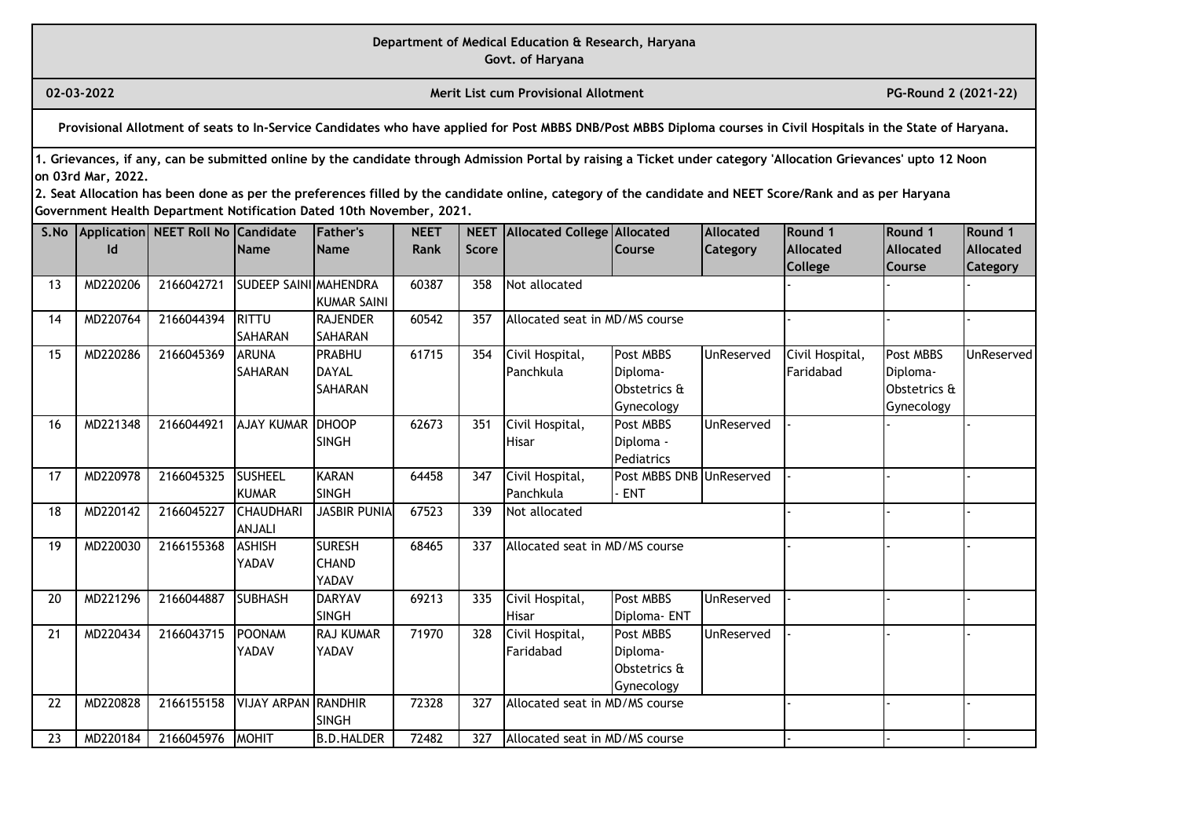**Department of Medical Education & Research, Haryana**
**Govt. of Haryana**

**02-03-2022** **Merit List cum Provisional Allotment** **PG-Round 2 (2021-22)**

**Provisional Allotment of seats to In-Service Candidates who have applied for Post MBBS DNB/Post MBBS Diploma courses in Civil Hospitals in the State of Haryana.**

**1. Grievances, if any, can be submitted online by the candidate through Admission Portal by raising a Ticket under category 'Allocation Grievances' upto 12 Noon on 03rd Mar, 2022.**
**2. Seat Allocation has been done as per the preferences filled by the candidate online, category of the candidate and NEET Score/Rank and as per Haryana Government Health Department Notification Dated 10th November, 2021.**

| S.No | Application Id | NEET Roll No | Candidate Name | Father's Name | NEET Rank | NEET Score | Allocated College | Allocated Course | Allocated Category | Round 1 Allocated College | Round 1 Allocated Course | Round 1 Allocated Category |
|---|---|---|---|---|---|---|---|---|---|---|---|---|
| 13 | MD220206 | 2166042721 | SUDEEP SAINI | MAHENDRA KUMAR SAINI | 60387 | 358 | Not allocated | | | - | - | - |
| 14 | MD220764 | 2166044394 | RITTU SAHARAN | RAJENDER SAHARAN | 60542 | 357 | Allocated seat in MD/MS course | | | - | - | - |
| 15 | MD220286 | 2166045369 | ARUNA SAHARAN | PRABHU DAYAL SAHARAN | 61715 | 354 | Civil Hospital, Panchkula | Post MBBS Diploma- Obstetrics & Gynecology | UnReserved | Civil Hospital, Faridabad | Post MBBS Diploma- Obstetrics & Gynecology | UnReserved |
| 16 | MD221348 | 2166044921 | AJAY KUMAR | DHOOP SINGH | 62673 | 351 | Civil Hospital, Hisar | Post MBBS Diploma - Pediatrics | UnReserved | - | - | - |
| 17 | MD220978 | 2166045325 | SUSHEEL KUMAR | KARAN SINGH | 64458 | 347 | Civil Hospital, Panchkula | Post MBBS DNB - ENT | UnReserved | - | - | - |
| 18 | MD220142 | 2166045227 | CHAUDHARI ANJALI | JASBIR PUNIA | 67523 | 339 | Not allocated | | | - | - | - |
| 19 | MD220030 | 2166155368 | ASHISH YADAV | SURESH CHAND YADAV | 68465 | 337 | Allocated seat in MD/MS course | | | - | - | - |
| 20 | MD221296 | 2166044887 | SUBHASH | DARYAV SINGH | 69213 | 335 | Civil Hospital, Hisar | Post MBBS Diploma- ENT | UnReserved | - | - | - |
| 21 | MD220434 | 2166043715 | POONAM YADAV | RAJ KUMAR YADAV | 71970 | 328 | Civil Hospital, Faridabad | Post MBBS Diploma- Obstetrics & Gynecology | UnReserved | - | - | - |
| 22 | MD220828 | 2166155158 | VIJAY ARPAN | RANDHIR SINGH | 72328 | 327 | Allocated seat in MD/MS course | | | - | - | - |
| 23 | MD220184 | 2166045976 | MOHIT | B.D.HALDER | 72482 | 327 | Allocated seat in MD/MS course | | | - | - | - |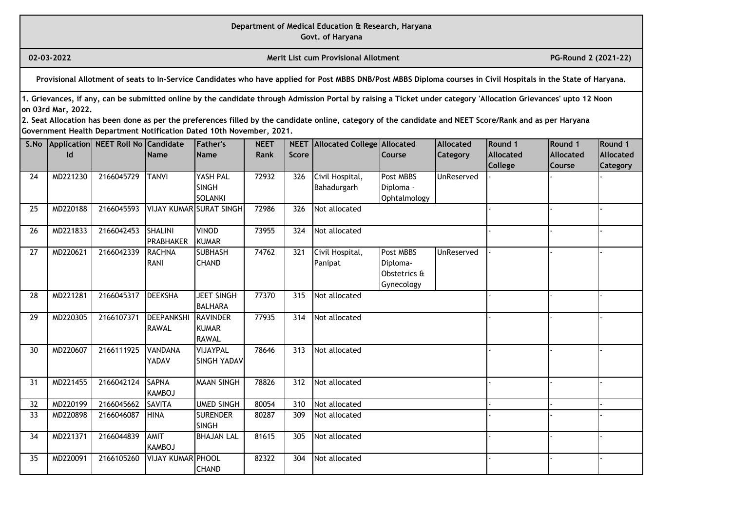Department of Medical Education & Research, Haryana
Govt. of Haryana

02-03-2022 | Merit List cum Provisional Allotment | PG-Round 2 (2021-22)

**Provisional Allotment of seats to In-Service Candidates who have applied for Post MBBS DNB/Post MBBS Diploma courses in Civil Hospitals in the State of Haryana.**

**1. Grievances, if any, can be submitted online by the candidate through Admission Portal by raising a Ticket under category 'Allocation Grievances' upto 12 Noon on 03rd Mar, 2022.**

**2. Seat Allocation has been done as per the preferences filled by the candidate online, category of the candidate and NEET Score/Rank and as per Haryana Government Health Department Notification Dated 10th November, 2021.**

| S.No | Application Id | NEET Roll No | Candidate Name | Father's Name | NEET Rank | NEET Score | Allocated College | Allocated Course | Allocated Category | Round 1 Allocated College | Round 1 Allocated Course | Round 1 Allocated Category |
|---|---|---|---|---|---|---|---|---|---|---|---|---|
| 24 | MD221230 | 2166045729 | TANVI | YASH PAL SINGH SOLANKI | 72932 | 326 | Civil Hospital, Bahadurgarh | Post MBBS Diploma - Ophtalmology | UnReserved | - | - | - |
| 25 | MD220188 | 2166045593 | VIJAY KUMAR | SURAT SINGH | 72986 | 326 | Not allocated | | | - | - | - |
| 26 | MD221833 | 2166042453 | SHALINI PRABHAKER | VINOD KUMAR | 73955 | 324 | Not allocated | | | - | - | - |
| 27 | MD220621 | 2166042339 | RACHNA RANI | SUBHASH CHAND | 74762 | 321 | Civil Hospital, Panipat | Post MBBS Diploma- Obstetrics & Gynecology | UnReserved | - | - | - |
| 28 | MD221281 | 2166045317 | DEEKSHA | JEET SINGH BALHARA | 77370 | 315 | Not allocated | | | - | - | - |
| 29 | MD220305 | 2166107371 | DEEPANKSHI RAWAL | RAVINDER KUMAR RAWAL | 77935 | 314 | Not allocated | | | - | - | - |
| 30 | MD220607 | 2166111925 | VANDANA YADAV | VIJAYPAL SINGH YADAV | 78646 | 313 | Not allocated | | | - | - | - |
| 31 | MD221455 | 2166042124 | SAPNA KAMBOJ | MAAN SINGH | 78826 | 312 | Not allocated | | | - | - | - |
| 32 | MD220199 | 2166045662 | SAVITA | UMED SINGH | 80054 | 310 | Not allocated | | | - | - | - |
| 33 | MD220898 | 2166046087 | HINA | SURENDER SINGH | 80287 | 309 | Not allocated | | | - | - | - |
| 34 | MD221371 | 2166044839 | AMIT KAMBOJ | BHAJAN LAL | 81615 | 305 | Not allocated | | | - | - | - |
| 35 | MD220091 | 2166105260 | VIJAY KUMAR | PHOOL CHAND | 82322 | 304 | Not allocated | | | - | - | - |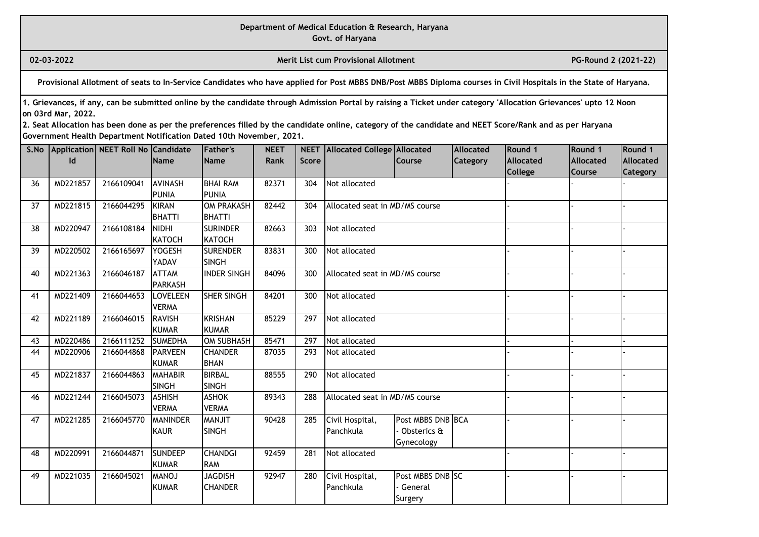**Department of Medical Education & Research, Haryana**
**Govt. of Haryana**

**02-03-2022** | **Merit List cum Provisional Allotment** | **PG-Round 2 (2021-22)**

**Provisional Allotment of seats to In-Service Candidates who have applied for Post MBBS DNB/Post MBBS Diploma courses in Civil Hospitals in the State of Haryana.**

**1. Grievances, if any, can be submitted online by the candidate through Admission Portal by raising a Ticket under category 'Allocation Grievances' upto 12 Noon on 03rd Mar, 2022.**
**2. Seat Allocation has been done as per the preferences filled by the candidate online, category of the candidate and NEET Score/Rank and as per Haryana Government Health Department Notification Dated 10th November, 2021.**

| S.No | Application Id | NEET Roll No | Candidate Name | Father's Name | NEET Rank | NEET Score | Allocated College | Allocated Course | Allocated Category | Round 1 Allocated College | Round 1 Allocated Course | Round 1 Allocated Category |
|---|---|---|---|---|---|---|---|---|---|---|---|---|
| 36 | MD221857 | 2166109041 | AVINASH PUNIA | BHAI RAM PUNIA | 82371 | 304 | Not allocated | | | - | - | - |
| 37 | MD221815 | 2166044295 | KIRAN BHATTI | OM PRAKASH BHATTI | 82442 | 304 | Allocated seat in MD/MS course | | | - | - | - |
| 38 | MD220947 | 2166108184 | NIDHI KATOCH | SURINDER KATOCH | 82663 | 303 | Not allocated | | | - | - | - |
| 39 | MD220502 | 2166165697 | YOGESH YADAV | SURENDER SINGH | 83831 | 300 | Not allocated | | | - | - | - |
| 40 | MD221363 | 2166046187 | ATTAM PARKASH | INDER SINGH | 84096 | 300 | Allocated seat in MD/MS course | | | - | - | - |
| 41 | MD221409 | 2166044653 | LOVELEEN VERMA | SHER SINGH | 84201 | 300 | Not allocated | | | - | - | - |
| 42 | MD221189 | 2166046015 | RAVISH KUMAR | KRISHAN KUMAR | 85229 | 297 | Not allocated | | | - | - | - |
| 43 | MD220486 | 2166111252 | SUMEDHA | OM SUBHASH | 85471 | 297 | Not allocated | | | - | - | - |
| 44 | MD220906 | 2166044868 | PARVEEN KUMAR | CHANDER BHAN | 87035 | 293 | Not allocated | | | - | - | - |
| 45 | MD221837 | 2166044863 | MAHABIR SINGH | BIRBAL SINGH | 88555 | 290 | Not allocated | | | - | - | - |
| 46 | MD221244 | 2166045073 | ASHISH VERMA | ASHOK VERMA | 89343 | 288 | Allocated seat in MD/MS course | | | - | - | - |
| 47 | MD221285 | 2166045770 | MANINDER KAUR | MANJIT SINGH | 90428 | 285 | Civil Hospital, Panchkula | Post MBBS DNB - Obsterics & Gynecology | BCA | - | - | - |
| 48 | MD220991 | 2166044871 | SUNDEEP KUMAR | CHANDGI RAM | 92459 | 281 | Not allocated | | | - | - | - |
| 49 | MD221035 | 2166045021 | MANOJ KUMAR | JAGDISH CHANDER | 92947 | 280 | Civil Hospital, Panchkula | Post MBBS DNB - General Surgery | SC | - | - | - |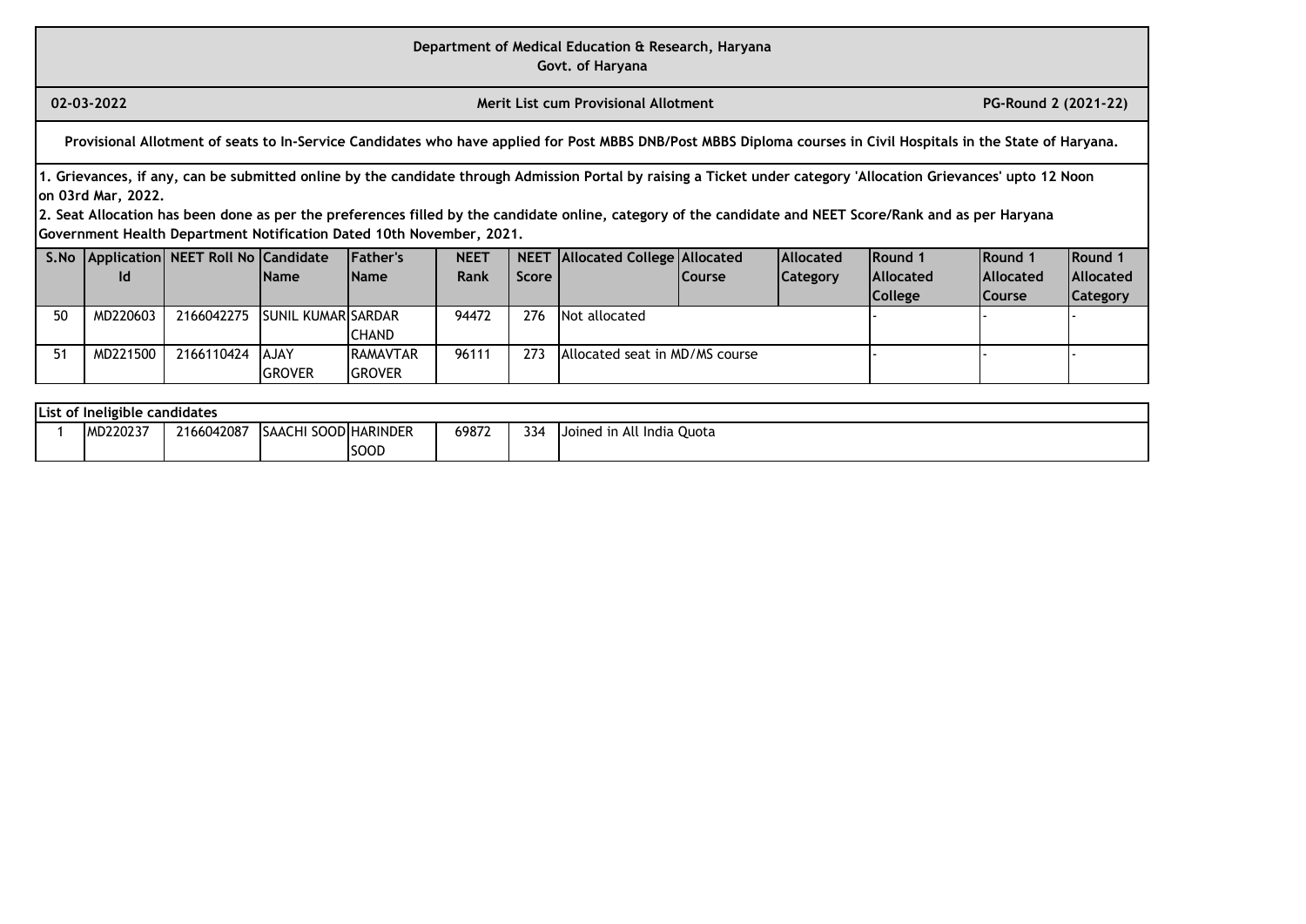**Department of Medical Education & Research, Haryana**
**Govt. of Haryana**

**02-03-2022** | **Merit List cum Provisional Allotment** | **PG-Round 2 (2021-22)**

**Provisional Allotment of seats to In-Service Candidates who have applied for Post MBBS DNB/Post MBBS Diploma courses in Civil Hospitals in the State of Haryana.**

**1. Grievances, if any, can be submitted online by the candidate through Admission Portal by raising a Ticket under category 'Allocation Grievances' upto 12 Noon on 03rd Mar, 2022.**
**2. Seat Allocation has been done as per the preferences filled by the candidate online, category of the candidate and NEET Score/Rank and as per Haryana Government Health Department Notification Dated 10th November, 2021.**

| S.No | Application Id | NEET Roll No | Candidate Name | Father's Name | NEET Rank | NEET Score | Allocated College | Allocated Course | Allocated Category | Round 1 Allocated College | Round 1 Allocated Course | Round 1 Allocated Category |
|---|---|---|---|---|---|---|---|---|---|---|---|---|
| 50 | MD220603 | 2166042275 | SUNIL KUMAR | SARDAR CHAND | 94472 | 276 | Not allocated | | | - | - | - |
| 51 | MD221500 | 2166110424 | AJAY GROVER | RAMAVTAR GROVER | 96111 | 273 | Allocated seat in MD/MS course | | | - | - | - |

**List of Ineligible candidates**

| | | | | | | | |
|---|---|---|---|---|---|---|---|
| 1 | MD220237 | 2166042087 | SAACHI SOOD | HARINDER SOOD | 69872 | 334 | Joined in All India Quota |